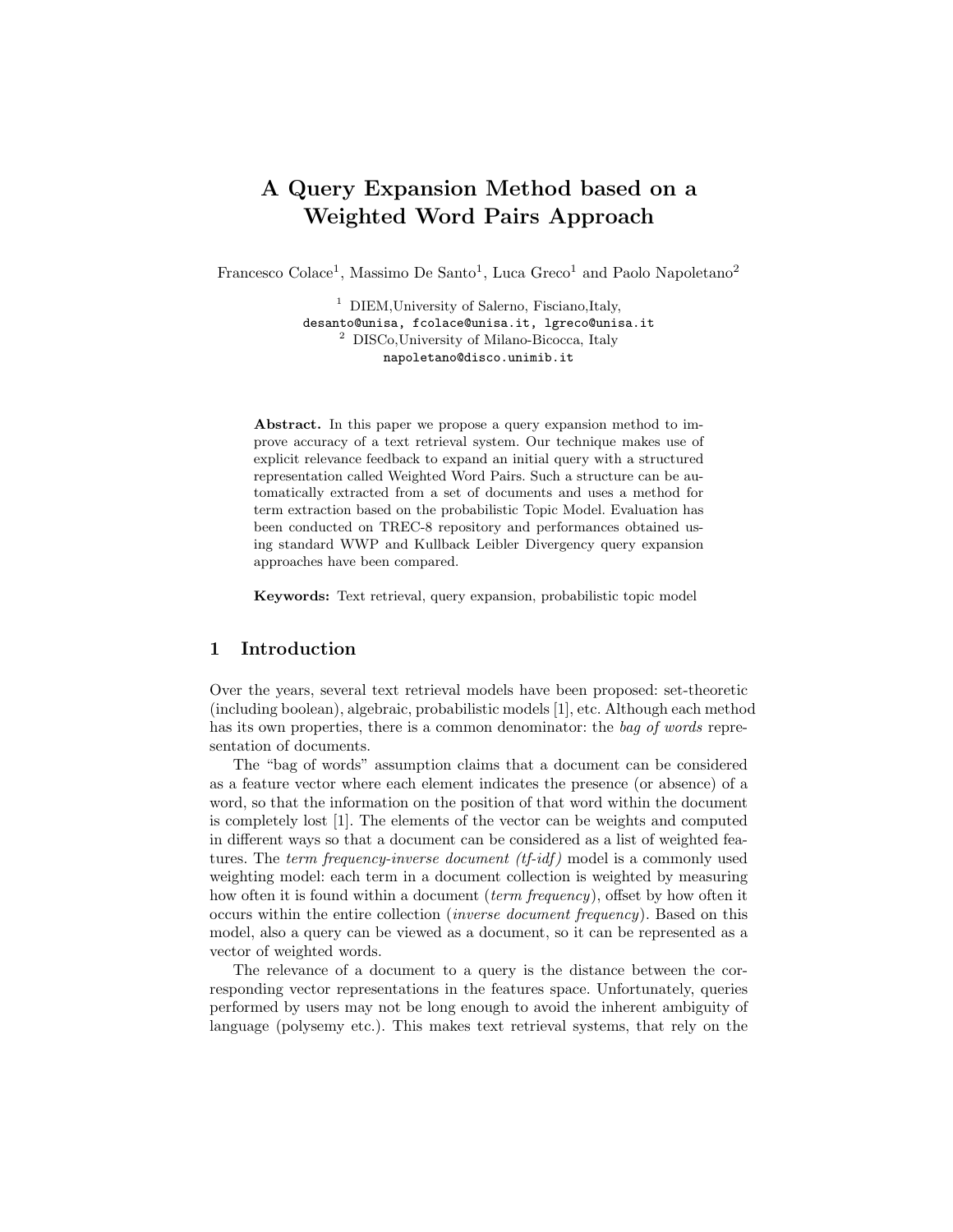# A Query Expansion Method based on a Weighted Word Pairs Approach

Francesco Colace[1], Massimo De Santo[1], Luca Greco[1] and Paolo Napoletano[2]

[1] DIEM,University of Salerno, Fisciano,Italy,
desanto@unisa, fcolace@unisa.it, lgreco@unisa.it
[2] DISCo,University of Milano-Bicocca, Italy
napoletano@disco.unimib.it

**Abstract.** In this paper we propose a query expansion method to improve accuracy of a text retrieval system. Our technique makes use of explicit relevance feedback to expand an initial query with a structured representation called Weighted Word Pairs. Such a structure can be automatically extracted from a set of documents and uses a method for term extraction based on the probabilistic Topic Model. Evaluation has been conducted on TREC-8 repository and performances obtained using standard WWP and Kullback Leibler Divergency query expansion approaches have been compared.

**Keywords:** Text retrieval, query expansion, probabilistic topic model

## 1 Introduction

Over the years, several text retrieval models have been proposed: set-theoretic (including boolean), algebraic, probabilistic models [1], etc. Although each method has its own properties, there is a common denominator: the *bag of words* representation of documents.

The "bag of words" assumption claims that a document can be considered as a feature vector where each element indicates the presence (or absence) of a word, so that the information on the position of that word within the document is completely lost [1]. The elements of the vector can be weights and computed in different ways so that a document can be considered as a list of weighted features. The *term frequency-inverse document (tf-idf)* model is a commonly used weighting model: each term in a document collection is weighted by measuring how often it is found within a document (*term frequency*), offset by how often it occurs within the entire collection (*inverse document frequency*). Based on this model, also a query can be viewed as a document, so it can be represented as a vector of weighted words.

The relevance of a document to a query is the distance between the corresponding vector representations in the features space. Unfortunately, queries performed by users may not be long enough to avoid the inherent ambiguity of language (polysemy etc.). This makes text retrieval systems, that rely on the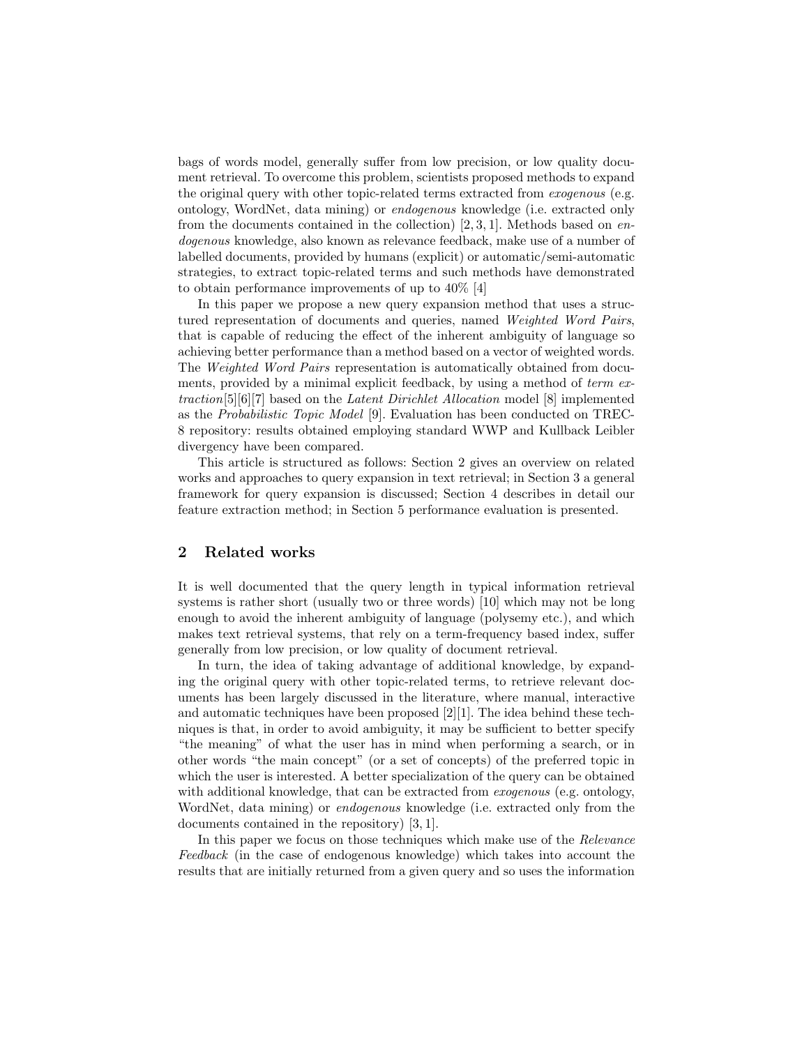bags of words model, generally suffer from low precision, or low quality document retrieval. To overcome this problem, scientists proposed methods to expand the original query with other topic-related terms extracted from *exogenous* (e.g. ontology, WordNet, data mining) or *endogenous* knowledge (i.e. extracted only from the documents contained in the collection) [2, 3, 1]. Methods based on *endogenous* knowledge, also known as relevance feedback, make use of a number of labelled documents, provided by humans (explicit) or automatic/semi-automatic strategies, to extract topic-related terms and such methods have demonstrated to obtain performance improvements of up to 40% [4]

In this paper we propose a new query expansion method that uses a structured representation of documents and queries, named *Weighted Word Pairs*, that is capable of reducing the effect of the inherent ambiguity of language so achieving better performance than a method based on a vector of weighted words. The *Weighted Word Pairs* representation is automatically obtained from documents, provided by a minimal explicit feedback, by using a method of *term extraction*[5][6][7] based on the *Latent Dirichlet Allocation* model [8] implemented as the *Probabilistic Topic Model* [9]. Evaluation has been conducted on TREC-8 repository: results obtained employing standard WWP and Kullback Leibler divergency have been compared.

This article is structured as follows: Section 2 gives an overview on related works and approaches to query expansion in text retrieval; in Section 3 a general framework for query expansion is discussed; Section 4 describes in detail our feature extraction method; in Section 5 performance evaluation is presented.

## 2 Related works

It is well documented that the query length in typical information retrieval systems is rather short (usually two or three words) [10] which may not be long enough to avoid the inherent ambiguity of language (polysemy etc.), and which makes text retrieval systems, that rely on a term-frequency based index, suffer generally from low precision, or low quality of document retrieval.

In turn, the idea of taking advantage of additional knowledge, by expanding the original query with other topic-related terms, to retrieve relevant documents has been largely discussed in the literature, where manual, interactive and automatic techniques have been proposed [2][1]. The idea behind these techniques is that, in order to avoid ambiguity, it may be sufficient to better specify "the meaning" of what the user has in mind when performing a search, or in other words "the main concept" (or a set of concepts) of the preferred topic in which the user is interested. A better specialization of the query can be obtained with additional knowledge, that can be extracted from *exogenous* (e.g. ontology, WordNet, data mining) or *endogenous* knowledge (i.e. extracted only from the documents contained in the repository) [3, 1].

In this paper we focus on those techniques which make use of the *Relevance Feedback* (in the case of endogenous knowledge) which takes into account the results that are initially returned from a given query and so uses the information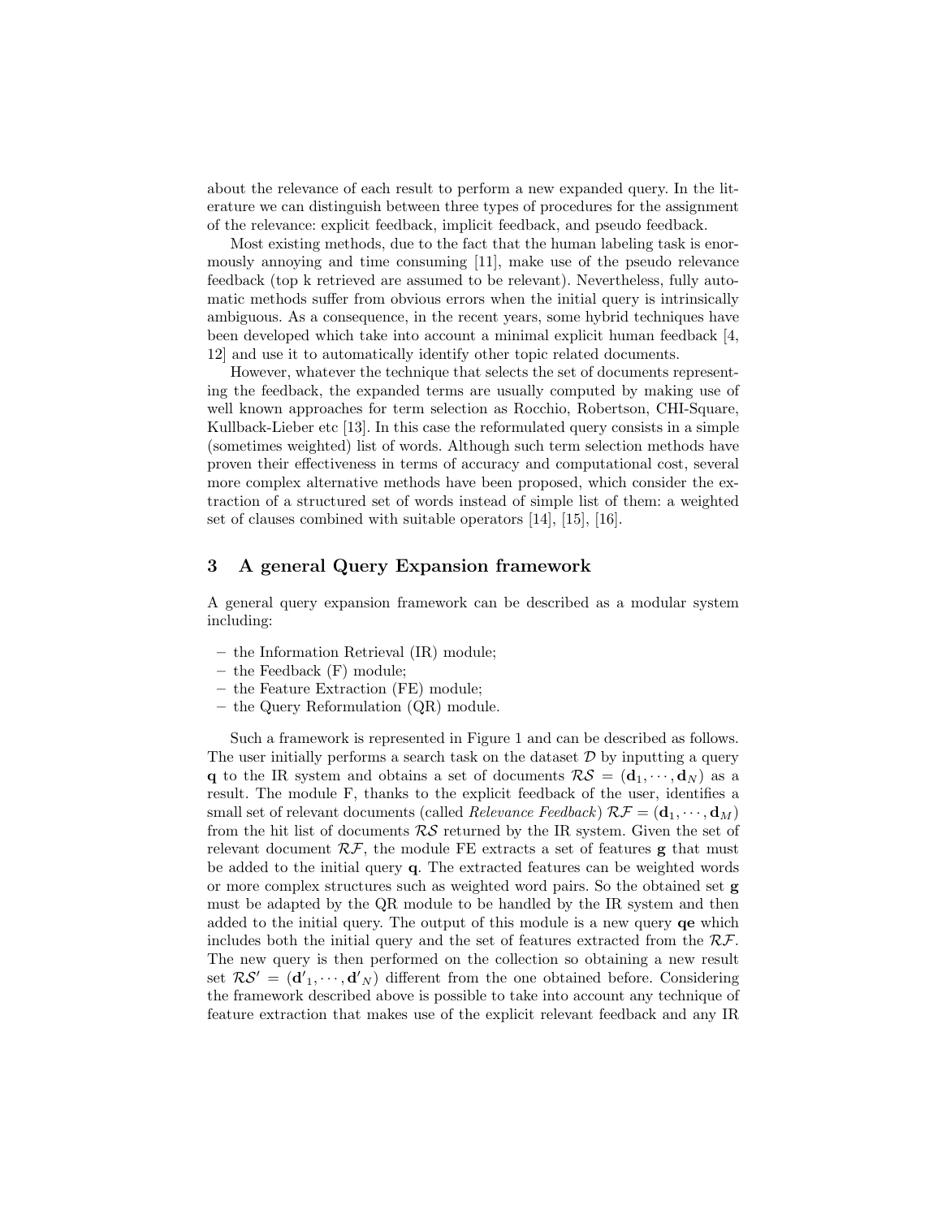about the relevance of each result to perform a new expanded query. In the literature we can distinguish between three types of procedures for the assignment of the relevance: explicit feedback, implicit feedback, and pseudo feedback.

Most existing methods, due to the fact that the human labeling task is enormously annoying and time consuming [11], make use of the pseudo relevance feedback (top k retrieved are assumed to be relevant). Nevertheless, fully automatic methods suffer from obvious errors when the initial query is intrinsically ambiguous. As a consequence, in the recent years, some hybrid techniques have been developed which take into account a minimal explicit human feedback [4, 12] and use it to automatically identify other topic related documents.

However, whatever the technique that selects the set of documents representing the feedback, the expanded terms are usually computed by making use of well known approaches for term selection as Rocchio, Robertson, CHI-Square, Kullback-Lieber etc [13]. In this case the reformulated query consists in a simple (sometimes weighted) list of words. Although such term selection methods have proven their effectiveness in terms of accuracy and computational cost, several more complex alternative methods have been proposed, which consider the extraction of a structured set of words instead of simple list of them: a weighted set of clauses combined with suitable operators [14], [15], [16].

## 3 A general Query Expansion framework

A general query expansion framework can be described as a modular system including:

- the Information Retrieval (IR) module;
- the Feedback (F) module;
- the Feature Extraction (FE) module;
- the Query Reformulation (QR) module.

Such a framework is represented in Figure 1 and can be described as follows. The user initially performs a search task on the dataset $\mathcal{D}$ by inputting a query $\mathbf{q}$ to the IR system and obtains a set of documents $\mathcal{RS} = (\mathbf{d}_1, \cdots, \mathbf{d}_N)$ as a result. The module F, thanks to the explicit feedback of the user, identifies a small set of relevant documents (called *Relevance Feedback*) $\mathcal{RF} = (\mathbf{d}_1, \cdots, \mathbf{d}_M)$ from the hit list of documents $\mathcal{RS}$ returned by the IR system. Given the set of relevant document $\mathcal{RF}$, the module FE extracts a set of features $\mathbf{g}$ that must be added to the initial query $\mathbf{q}$. The extracted features can be weighted words or more complex structures such as weighted word pairs. So the obtained set $\mathbf{g}$ must be adapted by the QR module to be handled by the IR system and then added to the initial query. The output of this module is a new query $\mathbf{qe}$ which includes both the initial query and the set of features extracted from the $\mathcal{RF}$. The new query is then performed on the collection so obtaining a new result set $\mathcal{RS}' = (\mathbf{d}'_1, \cdots, \mathbf{d}'_N)$ different from the one obtained before. Considering the framework described above is possible to take into account any technique of feature extraction that makes use of the explicit relevant feedback and any IR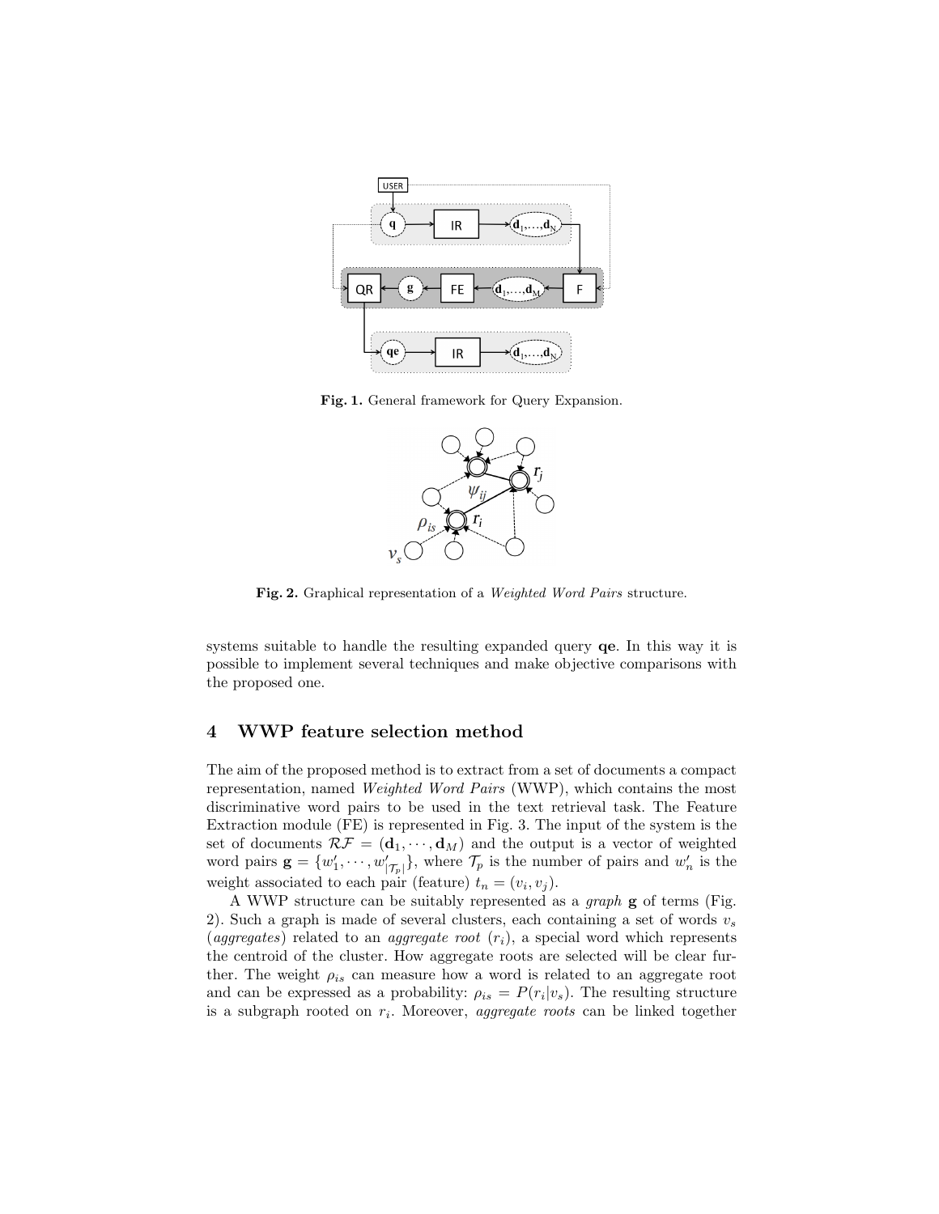Fig. 1. General framework for Query Expansion.

Fig. 2. Graphical representation of a *Weighted Word Pairs* structure.

systems suitable to handle the resulting expanded query **qe**. In this way it is possible to implement several techniques and make objective comparisons with the proposed one.

## 4 WWP feature selection method

The aim of the proposed method is to extract from a set of documents a compact representation, named *Weighted Word Pairs* (WWP), which contains the most discriminative word pairs to be used in the text retrieval task. The Feature Extraction module (FE) is represented in Fig. 3. The input of the system is the set of documents $\mathcal{RF} = (\mathbf{d}_1, \cdots, \mathbf{d}_M)$ and the output is a vector of weighted word pairs $\mathbf{g} = \{w'_1, \cdots, w'_{|\mathcal{T}_p|}\}$, where $\mathcal{T}_p$ is the number of pairs and $w'_n$ is the weight associated to each pair (feature) $t_n = (v_i, v_j)$.

A WWP structure can be suitably represented as a *graph* **g** of terms (Fig. 2). Such a graph is made of several clusters, each containing a set of words $v_s$ (*aggregates*) related to an *aggregate root* ($r_i$), a special word which represents the centroid of the cluster. How aggregate roots are selected will be clear further. The weight $\rho_{is}$ can measure how a word is related to an aggregate root and can be expressed as a probability: $\rho_{is} = P(r_i|v_s)$. The resulting structure is a subgraph rooted on $r_i$. Moreover, *aggregate roots* can be linked together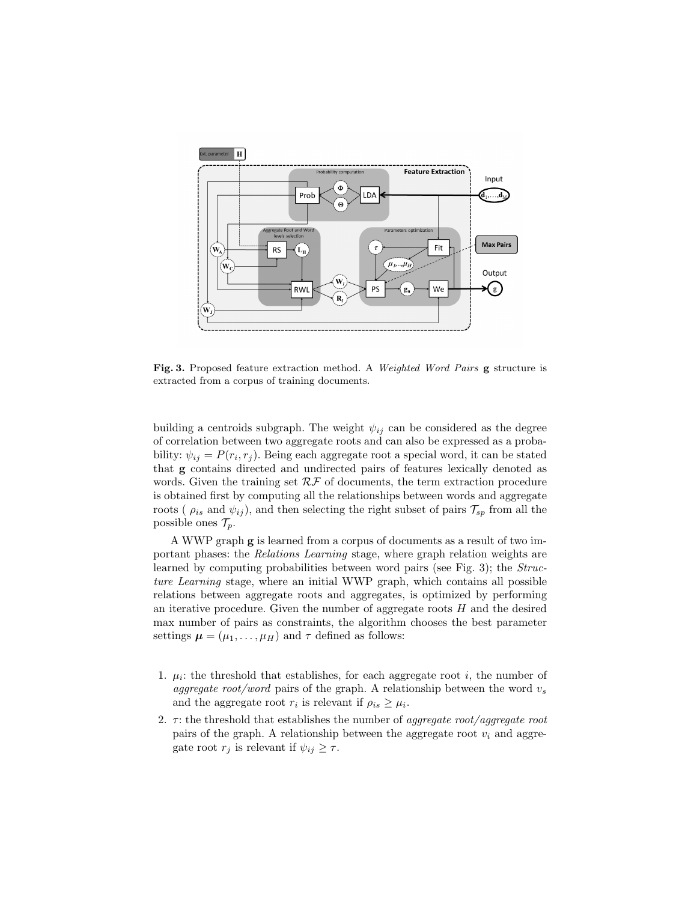**Fig. 3.** Proposed feature extraction method. A *Weighted Word Pairs* **g** structure is extracted from a corpus of training documents.

building a centroids subgraph. The weight $\psi_{ij}$ can be considered as the degree of correlation between two aggregate roots and can also be expressed as a probability: $\psi_{ij} = P(r_i, r_j)$. Being each aggregate root a special word, it can be stated that **g** contains directed and undirected pairs of features lexically denoted as words. Given the training set $\mathcal{RF}$ of documents, the term extraction procedure is obtained first by computing all the relationships between words and aggregate roots ( $\rho_{is}$ and $\psi_{ij}$), and then selecting the right subset of pairs $\mathcal{T}_{sp}$ from all the possible ones $\mathcal{T}_p$.

A WWP graph **g** is learned from a corpus of documents as a result of two important phases: the *Relations Learning* stage, where graph relation weights are learned by computing probabilities between word pairs (see Fig. 3); the *Structure Learning* stage, where an initial WWP graph, which contains all possible relations between aggregate roots and aggregates, is optimized by performing an iterative procedure. Given the number of aggregate roots $H$ and the desired max number of pairs as constraints, the algorithm chooses the best parameter settings $\boldsymbol{\mu} = (\mu_1, \ldots, \mu_H)$ and $\tau$ defined as follows:

1. $\mu_i$: the threshold that establishes, for each aggregate root $i$, the number of *aggregate root/word* pairs of the graph. A relationship between the word $v_s$ and the aggregate root $r_i$ is relevant if $\rho_{is} \geq \mu_i$.
2. $\tau$: the threshold that establishes the number of *aggregate root/aggregate root* pairs of the graph. A relationship between the aggregate root $v_i$ and aggregate root $r_j$ is relevant if $\psi_{ij} \geq \tau$.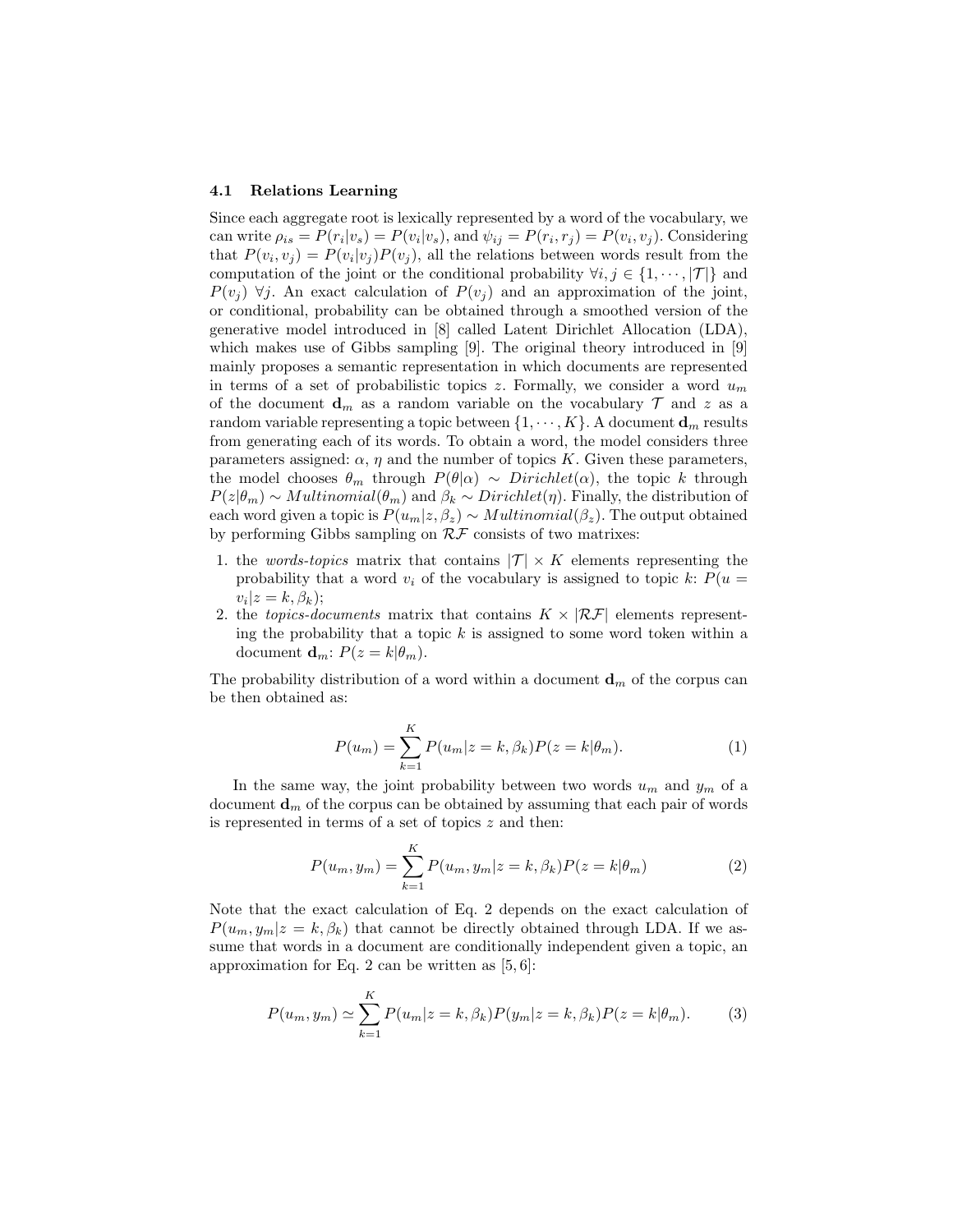### 4.1 Relations Learning

Since each aggregate root is lexically represented by a word of the vocabulary, we can write $\rho_{is} = P(r_i|v_s) = P(v_i|v_s)$, and $\psi_{ij} = P(r_i, r_j) = P(v_i, v_j)$. Considering that $P(v_i, v_j) = P(v_i|v_j)P(v_j)$, all the relations between words result from the computation of the joint or the conditional probability $\forall i, j \in \{1, \cdots, |\mathcal{T}|\}$ and $P(v_j)$ $\forall j$. An exact calculation of $P(v_j)$ and an approximation of the joint, or conditional, probability can be obtained through a smoothed version of the generative model introduced in [8] called Latent Dirichlet Allocation (LDA), which makes use of Gibbs sampling [9]. The original theory introduced in [9] mainly proposes a semantic representation in which documents are represented in terms of a set of probabilistic topics $z$. Formally, we consider a word $u_m$ of the document $\mathbf{d}_m$ as a random variable on the vocabulary $\mathcal{T}$ and $z$ as a random variable representing a topic between $\{1, \cdots, K\}$. A document $\mathbf{d}_m$ results from generating each of its words. To obtain a word, the model considers three parameters assigned: $\alpha$, $\eta$ and the number of topics $K$. Given these parameters, the model chooses $\theta_m$ through $P(\theta|\alpha) \sim Dirichlet(\alpha)$, the topic $k$ through $P(z|\theta_m) \sim Multinomial(\theta_m)$ and $\beta_k \sim Dirichlet(\eta)$. Finally, the distribution of each word given a topic is $P(u_m|z, \beta_z) \sim Multinomial(\beta_z)$. The output obtained by performing Gibbs sampling on $\mathcal{RF}$ consists of two matrixes:

1. the *words-topics* matrix that contains $|\mathcal{T}| \times K$ elements representing the probability that a word $v_i$ of the vocabulary is assigned to topic $k$: $P(u = v_i|z = k, \beta_k)$;
2. the *topics-documents* matrix that contains $K \times |\mathcal{RF}|$ elements representing the probability that a topic $k$ is assigned to some word token within a document $\mathbf{d}_m$: $P(z = k|\theta_m)$.

The probability distribution of a word within a document $\mathbf{d}_m$ of the corpus can be then obtained as:

$$P(u_m) = \sum_{k=1}^{K} P(u_m|z = k, \beta_k)P(z = k|\theta_m). \tag{1}$$

In the same way, the joint probability between two words $u_m$ and $y_m$ of a document $\mathbf{d}_m$ of the corpus can be obtained by assuming that each pair of words is represented in terms of a set of topics $z$ and then:

$$P(u_m, y_m) = \sum_{k=1}^{K} P(u_m, y_m|z = k, \beta_k)P(z = k|\theta_m) \tag{2}$$

Note that the exact calculation of Eq. 2 depends on the exact calculation of $P(u_m, y_m|z = k, \beta_k)$ that cannot be directly obtained through LDA. If we assume that words in a document are conditionally independent given a topic, an approximation for Eq. 2 can be written as [5, 6]:

$$P(u_m, y_m) \simeq \sum_{k=1}^{K} P(u_m|z = k, \beta_k)P(y_m|z = k, \beta_k)P(z = k|\theta_m). \tag{3}$$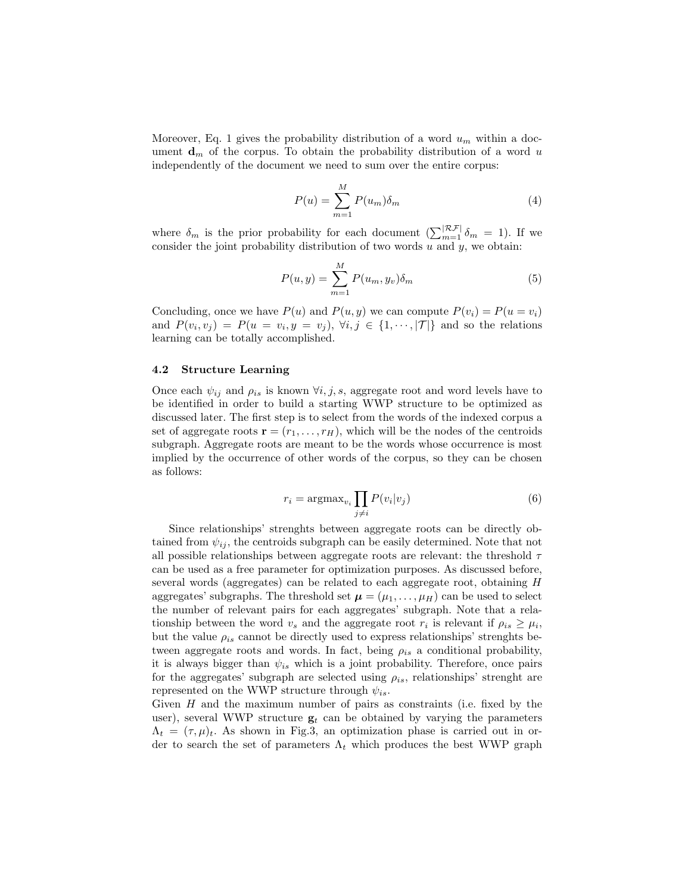Moreover, Eq. 1 gives the probability distribution of a word $u_m$ within a document $\mathbf{d}_m$ of the corpus. To obtain the probability distribution of a word $u$ independently of the document we need to sum over the entire corpus:

$$P(u) = \sum_{m=1}^{M} P(u_m)\delta_m \tag{4}$$

where $\delta_m$ is the prior probability for each document ($\sum_{m=1}^{|\mathcal{RF}|} \delta_m = 1$). If we consider the joint probability distribution of two words $u$ and $y$, we obtain:

$$P(u, y) = \sum_{m=1}^{M} P(u_m, y_v)\delta_m \tag{5}$$

Concluding, once we have $P(u)$ and $P(u, y)$ we can compute $P(v_i) = P(u = v_i)$ and $P(v_i, v_j) = P(u = v_i, y = v_j)$, $\forall i, j \in \{1, \cdots, |\mathcal{T}|\}$ and so the relations learning can be totally accomplished.

### 4.2 Structure Learning

Once each $\psi_{ij}$ and $\rho_{is}$ is known $\forall i, j, s$, aggregate root and word levels have to be identified in order to build a starting WWP structure to be optimized as discussed later. The first step is to select from the words of the indexed corpus a set of aggregate roots $\mathbf{r} = (r_1, \ldots, r_H)$, which will be the nodes of the centroids subgraph. Aggregate roots are meant to be the words whose occurrence is most implied by the occurrence of other words of the corpus, so they can be chosen as follows:

$$r_i = \text{argmax}_{v_i} \prod_{j \neq i} P(v_i | v_j) \tag{6}$$

Since relationships' strenghts between aggregate roots can be directly obtained from $\psi_{ij}$, the centroids subgraph can be easily determined. Note that not all possible relationships between aggregate roots are relevant: the threshold $\tau$ can be used as a free parameter for optimization purposes. As discussed before, several words (aggregates) can be related to each aggregate root, obtaining $H$ aggregates' subgraphs. The threshold set $\boldsymbol{\mu} = (\mu_1, \ldots, \mu_H)$ can be used to select the number of relevant pairs for each aggregates' subgraph. Note that a relationship between the word $v_s$ and the aggregate root $r_i$ is relevant if $\rho_{is} \geq \mu_i$, but the value $\rho_{is}$ cannot be directly used to express relationships' strenghts between aggregate roots and words. In fact, being $\rho_{is}$ a conditional probability, it is always bigger than $\psi_{is}$ which is a joint probability. Therefore, once pairs for the aggregates' subgraph are selected using $\rho_{is}$, relationships' strenght are represented on the WWP structure through $\psi_{is}$.

Given $H$ and the maximum number of pairs as constraints (i.e. fixed by the user), several WWP structure $\mathbf{g}_t$ can be obtained by varying the parameters $\Lambda_t = (\tau, \mu)_t$. As shown in Fig.3, an optimization phase is carried out in order to search the set of parameters $\Lambda_t$ which produces the best WWP graph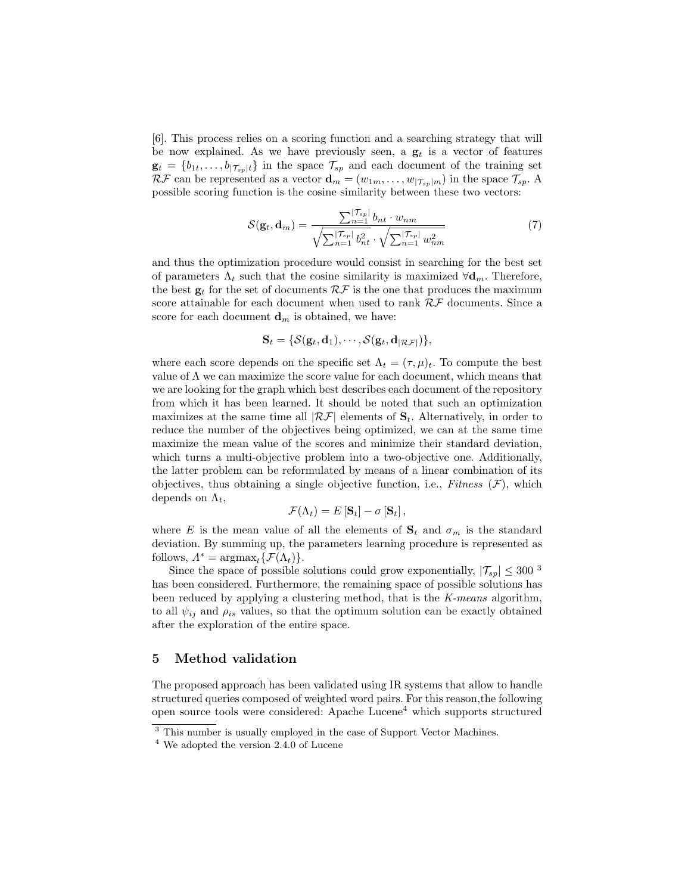[6]. This process relies on a scoring function and a searching strategy that will be now explained. As we have previously seen, a $\mathbf{g}_t$ is a vector of features $\mathbf{g}_t = \{b_{1t}, \ldots, b_{|\mathcal{T}_{sp}|t}\}$ in the space $\mathcal{T}_{sp}$ and each document of the training set $\mathcal{RF}$ can be represented as a vector $\mathbf{d}_m = (w_{1m}, \ldots, w_{|\mathcal{T}_{sp}|m})$ in the space $\mathcal{T}_{sp}$. A possible scoring function is the cosine similarity between these two vectors:

$$\mathcal{S}(\mathbf{g}_t, \mathbf{d}_m) = \frac{\sum_{n=1}^{|\mathcal{T}_{sp}|} b_{nt} \cdot w_{nm}}{\sqrt{\sum_{n=1}^{|\mathcal{T}_{sp}|} b_{nt}^2} \cdot \sqrt{\sum_{n=1}^{|\mathcal{T}_{sp}|} w_{nm}^2}} \tag{7}$$

and thus the optimization procedure would consist in searching for the best set of parameters $\Lambda_t$ such that the cosine similarity is maximized $\forall \mathbf{d}_m$. Therefore, the best $\mathbf{g}_t$ for the set of documents $\mathcal{RF}$ is the one that produces the maximum score attainable for each document when used to rank $\mathcal{RF}$ documents. Since a score for each document $\mathbf{d}_m$ is obtained, we have:

$$\mathbf{S}_t = \{\mathcal{S}(\mathbf{g}_t, \mathbf{d}_1), \cdots, \mathcal{S}(\mathbf{g}_t, \mathbf{d}_{|\mathcal{RF}|})\},$$

where each score depends on the specific set $\Lambda_t = (\tau, \mu)_t$. To compute the best value of $\Lambda$ we can maximize the score value for each document, which means that we are looking for the graph which best describes each document of the repository from which it has been learned. It should be noted that such an optimization maximizes at the same time all $|\mathcal{RF}|$ elements of $\mathbf{S}_t$. Alternatively, in order to reduce the number of the objectives being optimized, we can at the same time maximize the mean value of the scores and minimize their standard deviation, which turns a multi-objective problem into a two-objective one. Additionally, the latter problem can be reformulated by means of a linear combination of its objectives, thus obtaining a single objective function, i.e., *Fitness* ($\mathcal{F}$), which depends on $\Lambda_t$,

$$\mathcal{F}(\Lambda_t) = E\left[\mathbf{S}_t\right] - \sigma\left[\mathbf{S}_t\right],$$

where $E$ is the mean value of all the elements of $\mathbf{S}_t$ and $\sigma_m$ is the standard deviation. By summing up, the parameters learning procedure is represented as follows, $\Lambda^* = \mathrm{argmax}_t\{\mathcal{F}(\Lambda_t)\}$.

Since the space of possible solutions could grow exponentially, $|\mathcal{T}_{sp}| \leq 300$ [3] has been considered. Furthermore, the remaining space of possible solutions has been reduced by applying a clustering method, that is the *K-means* algorithm, to all $\psi_{ij}$ and $\rho_{is}$ values, so that the optimum solution can be exactly obtained after the exploration of the entire space.

## 5 Method validation

The proposed approach has been validated using IR systems that allow to handle structured queries composed of weighted word pairs. For this reason,the following open source tools were considered: Apache Lucene[4] which supports structured

[3] This number is usually employed in the case of Support Vector Machines.

[4] We adopted the version 2.4.0 of Lucene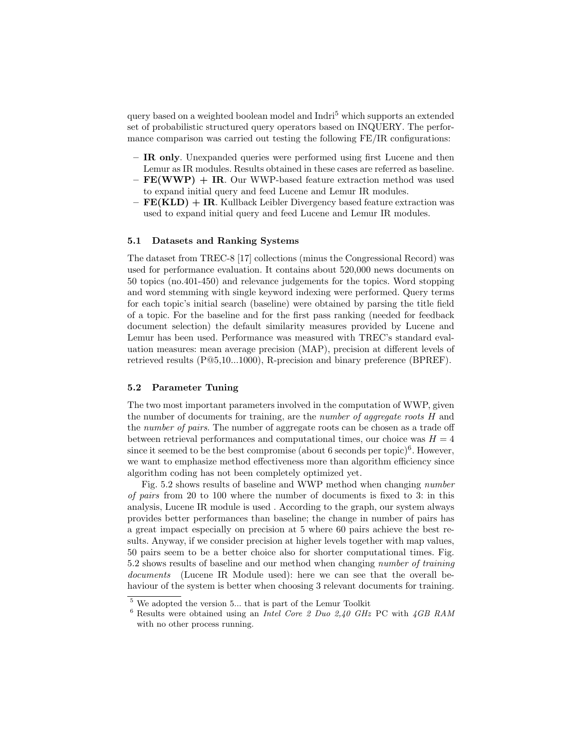query based on a weighted boolean model and Indri[5] which supports an extended set of probabilistic structured query operators based on INQUERY. The performance comparison was carried out testing the following FE/IR configurations:

- **IR only**. Unexpanded queries were performed using first Lucene and then Lemur as IR modules. Results obtained in these cases are referred as baseline.
- **FE(WWP) + IR**. Our WWP-based feature extraction method was used to expand initial query and feed Lucene and Lemur IR modules.
- **FE(KLD) + IR**. Kullback Leibler Divergency based feature extraction was used to expand initial query and feed Lucene and Lemur IR modules.

### 5.1 Datasets and Ranking Systems

The dataset from TREC-8 [17] collections (minus the Congressional Record) was used for performance evaluation. It contains about 520,000 news documents on 50 topics (no.401-450) and relevance judgements for the topics. Word stopping and word stemming with single keyword indexing were performed. Query terms for each topic's initial search (baseline) were obtained by parsing the title field of a topic. For the baseline and for the first pass ranking (needed for feedback document selection) the default similarity measures provided by Lucene and Lemur has been used. Performance was measured with TREC's standard evaluation measures: mean average precision (MAP), precision at different levels of retrieved results (P@5,10...1000), R-precision and binary preference (BPREF).

### 5.2 Parameter Tuning

The two most important parameters involved in the computation of WWP, given the number of documents for training, are the *number of aggregate roots* $H$ and the *number of pairs*. The number of aggregate roots can be chosen as a trade off between retrieval performances and computational times, our choice was $H = 4$ since it seemed to be the best compromise (about 6 seconds per topic)[6]. However, we want to emphasize method effectiveness more than algorithm efficiency since algorithm coding has not been completely optimized yet.

Fig. 5.2 shows results of baseline and WWP method when changing *number of pairs* from 20 to 100 where the number of documents is fixed to 3: in this analysis, Lucene IR module is used . According to the graph, our system always provides better performances than baseline; the change in number of pairs has a great impact especially on precision at 5 where 60 pairs achieve the best results. Anyway, if we consider precision at higher levels together with map values, 50 pairs seem to be a better choice also for shorter computational times. Fig. 5.2 shows results of baseline and our method when changing *number of training documents* (Lucene IR Module used): here we can see that the overall behaviour of the system is better when choosing 3 relevant documents for training.

[5] We adopted the version 5... that is part of the Lemur Toolkit

[6] Results were obtained using an *Intel Core 2 Duo 2,40 GHz* PC with *4GB RAM* with no other process running.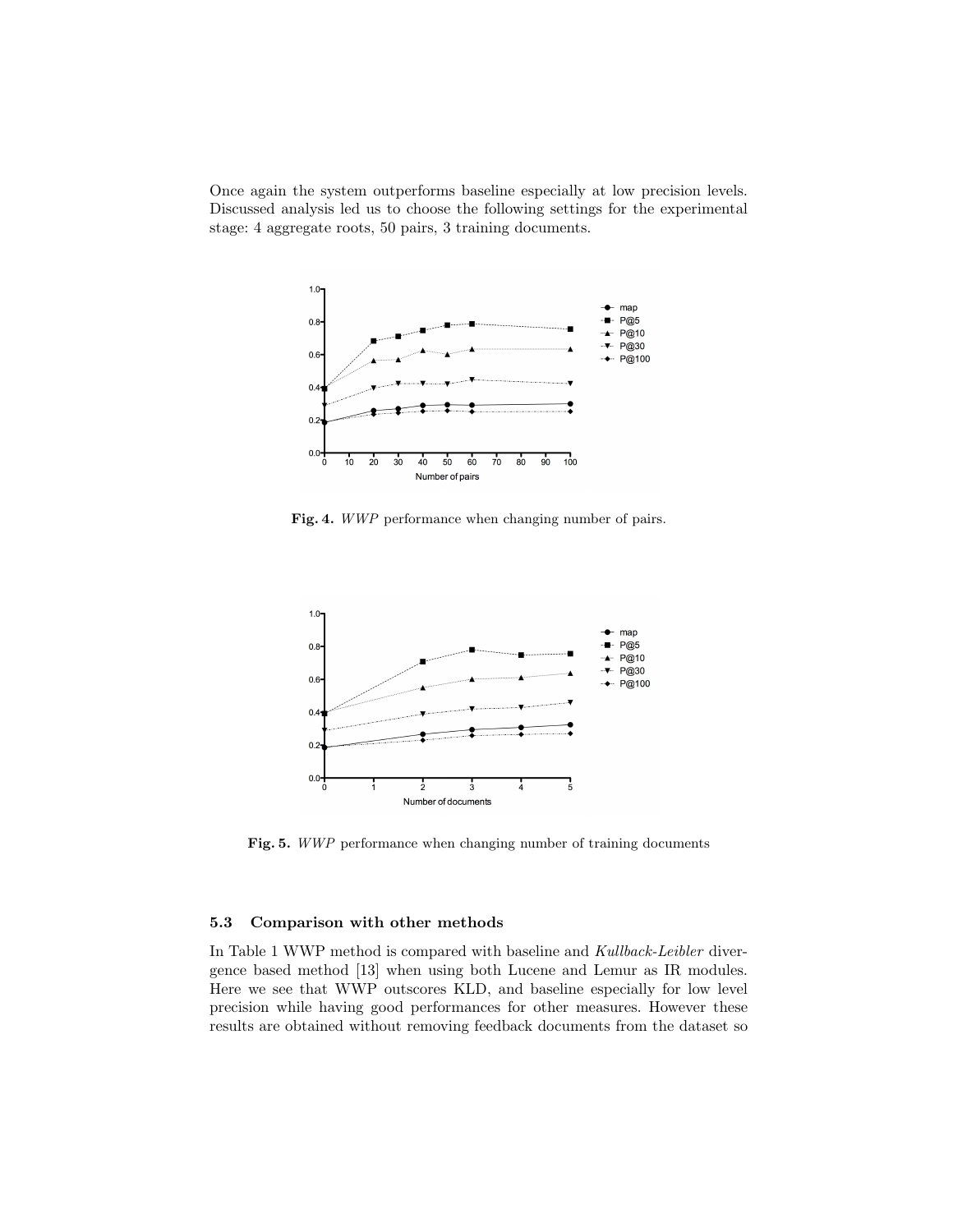Once again the system outperforms baseline especially at low precision levels. Discussed analysis led us to choose the following settings for the experimental stage: 4 aggregate roots, 50 pairs, 3 training documents.

**Fig. 4.** *WWP* performance when changing number of pairs.

**Fig. 5.** *WWP* performance when changing number of training documents

### 5.3 Comparison with other methods

In Table 1 WWP method is compared with baseline and *Kullback-Leibler* divergence based method [13] when using both Lucene and Lemur as IR modules. Here we see that WWP outscores KLD, and baseline especially for low level precision while having good performances for other measures. However these results are obtained without removing feedback documents from the dataset so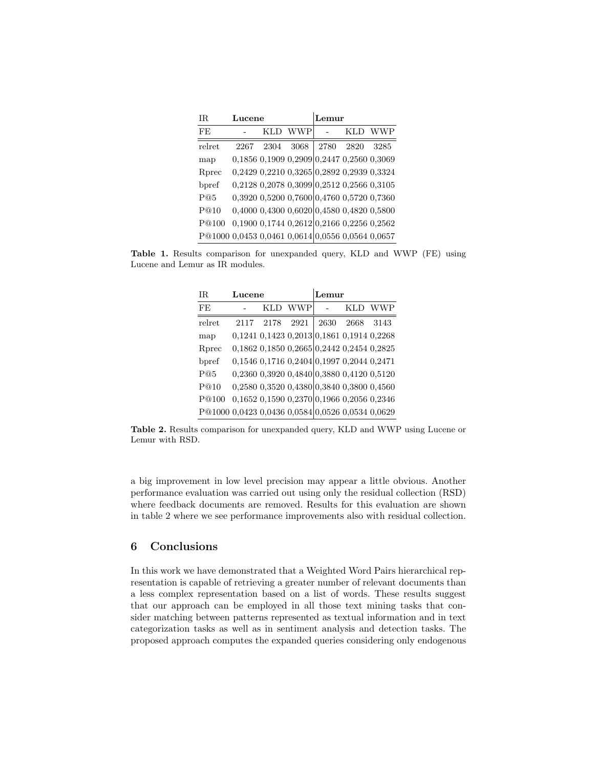| IR | Lucene | | | Lemur | | |
|---|---|---|---|---|---|---|
| FE | - | KLD | WWP | - | KLD | WWP |
| relret | 2267 | 2304 | 3068 | 2780 | 2820 | 3285 |
| map | 0,1856 | 0,1909 | 0,2909 | 0,2447 | 0,2560 | 0,3069 |
| Rprec | 0,2429 | 0,2210 | 0,3265 | 0,2892 | 0,2939 | 0,3324 |
| bpref | 0,2128 | 0,2078 | 0,3099 | 0,2512 | 0,2566 | 0,3105 |
| P@5 | 0,3920 | 0,5200 | 0,7600 | 0,4760 | 0,5720 | 0,7360 |
| P@10 | 0,4000 | 0,4300 | 0,6020 | 0,4580 | 0,4820 | 0,5800 |
| P@100 | 0,1900 | 0,1744 | 0,2612 | 0,2166 | 0,2256 | 0,2562 |
| P@1000 | 0,0453 | 0,0461 | 0,0614 | 0,0556 | 0,0564 | 0,0657 |

**Table 1.** Results comparison for unexpanded query, KLD and WWP (FE) using Lucene and Lemur as IR modules.

| IR | Lucene | | | Lemur | | |
|---|---|---|---|---|---|---|
| FE | - | KLD | WWP | - | KLD | WWP |
| relret | 2117 | 2178 | 2921 | 2630 | 2668 | 3143 |
| map | 0,1241 | 0,1423 | 0,2013 | 0,1861 | 0,1914 | 0,2268 |
| Rprec | 0,1862 | 0,1850 | 0,2665 | 0,2442 | 0,2454 | 0,2825 |
| bpref | 0,1546 | 0,1716 | 0,2404 | 0,1997 | 0,2044 | 0,2471 |
| P@5 | 0,2360 | 0,3920 | 0,4840 | 0,3880 | 0,4120 | 0,5120 |
| P@10 | 0,2580 | 0,3520 | 0,4380 | 0,3840 | 0,3800 | 0,4560 |
| P@100 | 0,1652 | 0,1590 | 0,2370 | 0,1966 | 0,2056 | 0,2346 |
| P@1000 | 0,0423 | 0,0436 | 0,0584 | 0,0526 | 0,0534 | 0,0629 |

**Table 2.** Results comparison for unexpanded query, KLD and WWP using Lucene or Lemur with RSD.

a big improvement in low level precision may appear a little obvious. Another performance evaluation was carried out using only the residual collection (RSD) where feedback documents are removed. Results for this evaluation are shown in table 2 where we see performance improvements also with residual collection.

## 6 Conclusions

In this work we have demonstrated that a Weighted Word Pairs hierarchical representation is capable of retrieving a greater number of relevant documents than a less complex representation based on a list of words. These results suggest that our approach can be employed in all those text mining tasks that consider matching between patterns represented as textual information and in text categorization tasks as well as in sentiment analysis and detection tasks. The proposed approach computes the expanded queries considering only endogenous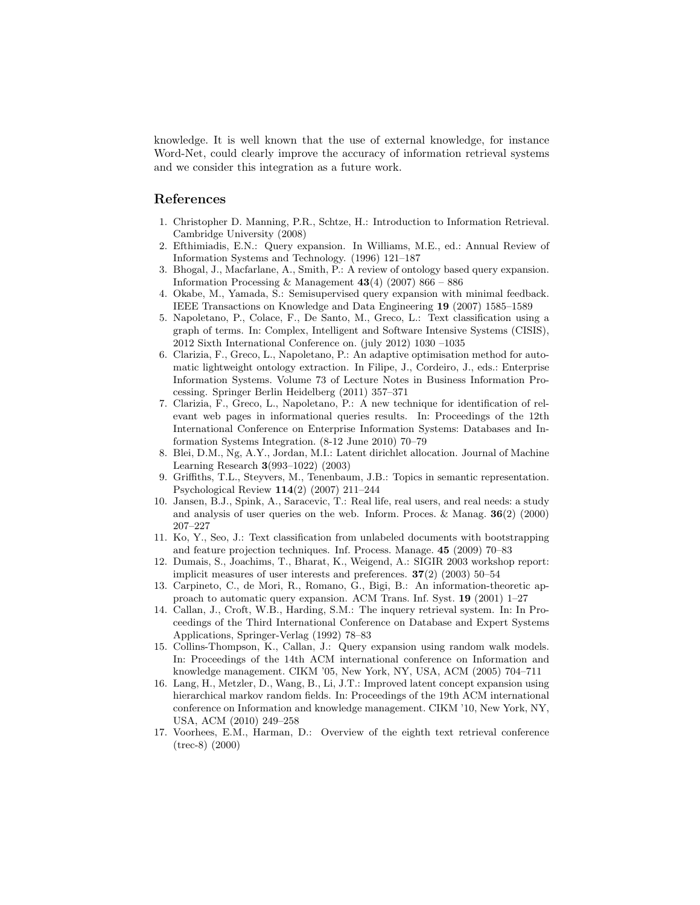knowledge. It is well known that the use of external knowledge, for instance Word-Net, could clearly improve the accuracy of information retrieval systems and we consider this integration as a future work.

## References

1. Christopher D. Manning, P.R., Schtze, H.: Introduction to Information Retrieval. Cambridge University (2008)
2. Efthimiadis, E.N.: Query expansion. In Williams, M.E., ed.: Annual Review of Information Systems and Technology. (1996) 121–187
3. Bhogal, J., Macfarlane, A., Smith, P.: A review of ontology based query expansion. Information Processing & Management **43**(4) (2007) 866 – 886
4. Okabe, M., Yamada, S.: Semisupervised query expansion with minimal feedback. IEEE Transactions on Knowledge and Data Engineering **19** (2007) 1585–1589
5. Napoletano, P., Colace, F., De Santo, M., Greco, L.: Text classification using a graph of terms. In: Complex, Intelligent and Software Intensive Systems (CISIS), 2012 Sixth International Conference on. (july 2012) 1030 –1035
6. Clarizia, F., Greco, L., Napoletano, P.: An adaptive optimisation method for automatic lightweight ontology extraction. In Filipe, J., Cordeiro, J., eds.: Enterprise Information Systems. Volume 73 of Lecture Notes in Business Information Processing. Springer Berlin Heidelberg (2011) 357–371
7. Clarizia, F., Greco, L., Napoletano, P.: A new technique for identification of relevant web pages in informational queries results. In: Proceedings of the 12th International Conference on Enterprise Information Systems: Databases and Information Systems Integration. (8-12 June 2010) 70–79
8. Blei, D.M., Ng, A.Y., Jordan, M.I.: Latent dirichlet allocation. Journal of Machine Learning Research **3**(993–1022) (2003)
9. Griffiths, T.L., Steyvers, M., Tenenbaum, J.B.: Topics in semantic representation. Psychological Review **114**(2) (2007) 211–244
10. Jansen, B.J., Spink, A., Saracevic, T.: Real life, real users, and real needs: a study and analysis of user queries on the web. Inform. Proces. & Manag. **36**(2) (2000) 207–227
11. Ko, Y., Seo, J.: Text classification from unlabeled documents with bootstrapping and feature projection techniques. Inf. Process. Manage. **45** (2009) 70–83
12. Dumais, S., Joachims, T., Bharat, K., Weigend, A.: SIGIR 2003 workshop report: implicit measures of user interests and preferences. **37**(2) (2003) 50–54
13. Carpineto, C., de Mori, R., Romano, G., Bigi, B.: An information-theoretic approach to automatic query expansion. ACM Trans. Inf. Syst. **19** (2001) 1–27
14. Callan, J., Croft, W.B., Harding, S.M.: The inquery retrieval system. In: In Proceedings of the Third International Conference on Database and Expert Systems Applications, Springer-Verlag (1992) 78–83
15. Collins-Thompson, K., Callan, J.: Query expansion using random walk models. In: Proceedings of the 14th ACM international conference on Information and knowledge management. CIKM '05, New York, NY, USA, ACM (2005) 704–711
16. Lang, H., Metzler, D., Wang, B., Li, J.T.: Improved latent concept expansion using hierarchical markov random fields. In: Proceedings of the 19th ACM international conference on Information and knowledge management. CIKM '10, New York, NY, USA, ACM (2010) 249–258
17. Voorhees, E.M., Harman, D.: Overview of the eighth text retrieval conference (trec-8) (2000)